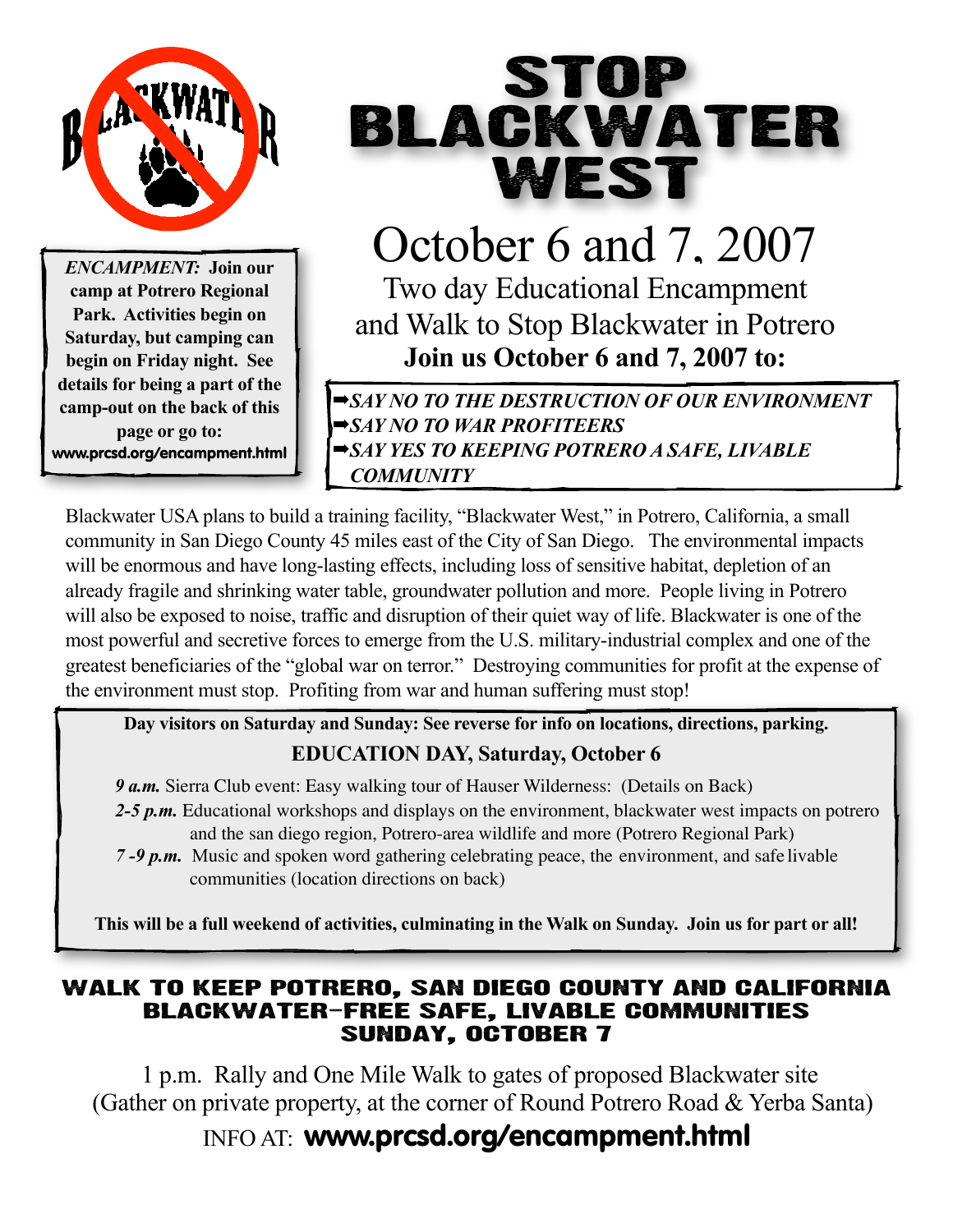# STOP BLACKWATER WEST

*ENCAMPMENT:* **Join our camp at Potrero Regional Park. Activities begin on Saturday, but camping can begin on Friday night. See details for being a part of the camp-out on the back of this page or go to: www.prcsd.org/encampment.html**

## October 6 and 7, 2007

Two day Educational Encampment and Walk to Stop Blackwater in Potrero

**Join us October 6 and 7, 2007 to:**

- ***SAY NO TO THE DESTRUCTION OF OUR ENVIRONMENT***
- ***SAY NO TO WAR PROFITEERS***
- ***SAY YES TO KEEPING POTRERO A SAFE, LIVABLE COMMUNITY***

Blackwater USA plans to build a training facility, "Blackwater West," in Potrero, California, a small community in San Diego County 45 miles east of the City of San Diego. The environmental impacts will be enormous and have long-lasting effects, including loss of sensitive habitat, depletion of an already fragile and shrinking water table, groundwater pollution and more. People living in Potrero will also be exposed to noise, traffic and disruption of their quiet way of life. Blackwater is one of the most powerful and secretive forces to emerge from the U.S. military-industrial complex and one of the greatest beneficiaries of the "global war on terror." Destroying communities for profit at the expense of the environment must stop. Profiting from war and human suffering must stop!

**Day visitors on Saturday and Sunday: See reverse for info on locations, directions, parking.**

**EDUCATION DAY, Saturday, October 6**

***9 a.m.*** Sierra Club event: Easy walking tour of Hauser Wilderness: (Details on Back)

***2-5 p.m.*** Educational workshops and displays on the environment, blackwater west impacts on potrero and the san diego region, Potrero-area wildlife and more (Potrero Regional Park)

***7 -9 p.m.*** Music and spoken word gathering celebrating peace, the environment, and safe livable communities (location directions on back)

**This will be a full weekend of activities, culminating in the Walk on Sunday. Join us for part or all!**

## WALK TO KEEP POTRERO, SAN DIEGO COUNTY AND CALIFORNIA BLACKWATER-FREE SAFE, LIVABLE COMMUNITIES SUNDAY, OCTOBER 7

1 p.m. Rally and One Mile Walk to gates of proposed Blackwater site (Gather on private property, at the corner of Round Potrero Road & Yerba Santa)

INFO AT: **www.prcsd.org/encampment.html**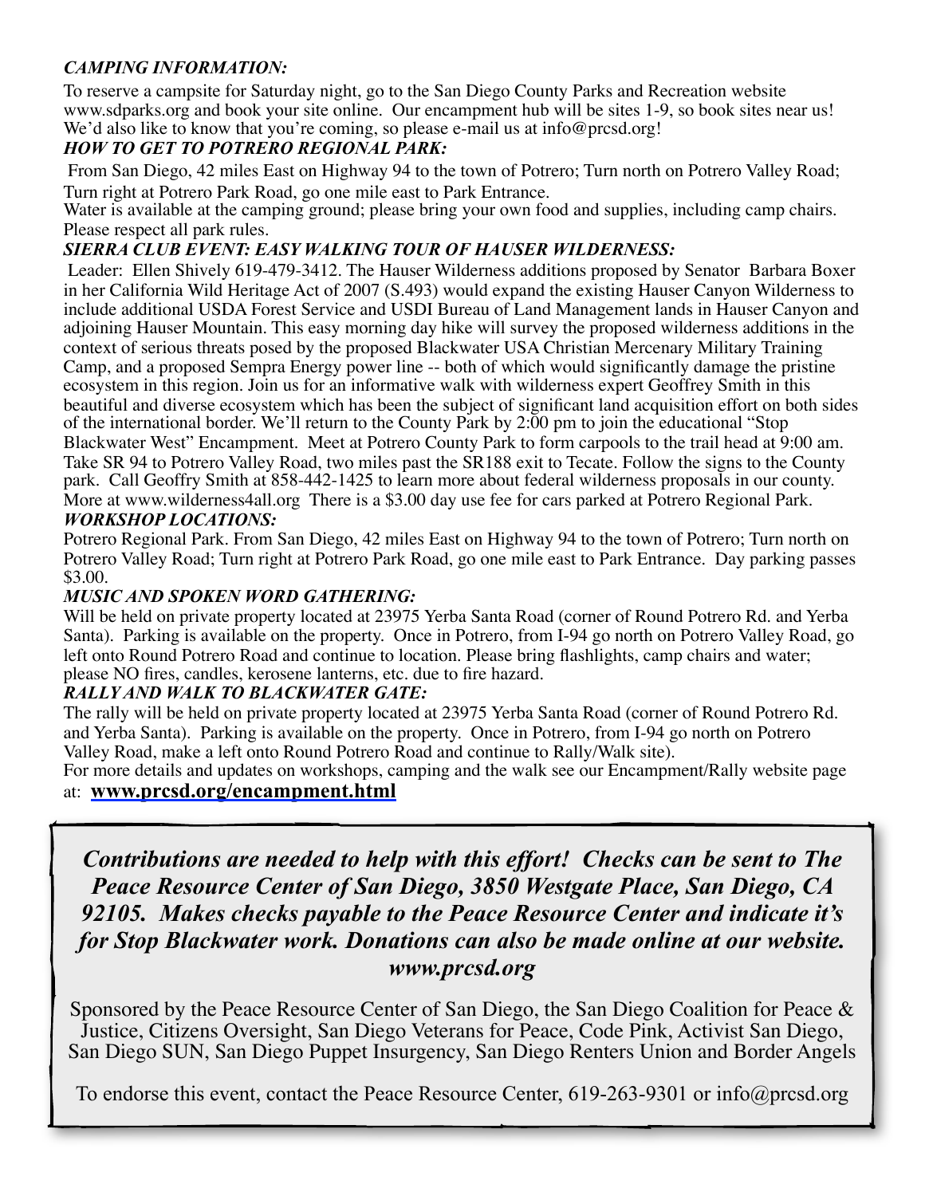***CAMPING INFORMATION:***

To reserve a campsite for Saturday night, go to the San Diego County Parks and Recreation website www.sdparks.org and book your site online. Our encampment hub will be sites 1-9, so book sites near us! We'd also like to know that you're coming, so please e-mail us at info@prcsd.org!

***HOW TO GET TO POTRERO REGIONAL PARK:***

From San Diego, 42 miles East on Highway 94 to the town of Potrero; Turn north on Potrero Valley Road; Turn right at Potrero Park Road, go one mile east to Park Entrance.

Water is available at the camping ground; please bring your own food and supplies, including camp chairs. Please respect all park rules.

***SIERRA CLUB EVENT: EASY WALKING TOUR OF HAUSER WILDERNESS:***

Leader: Ellen Shively 619-479-3412. The Hauser Wilderness additions proposed by Senator Barbara Boxer in her California Wild Heritage Act of 2007 (S.493) would expand the existing Hauser Canyon Wilderness to include additional USDA Forest Service and USDI Bureau of Land Management lands in Hauser Canyon and adjoining Hauser Mountain. This easy morning day hike will survey the proposed wilderness additions in the context of serious threats posed by the proposed Blackwater USA Christian Mercenary Military Training Camp, and a proposed Sempra Energy power line -- both of which would significantly damage the pristine ecosystem in this region. Join us for an informative walk with wilderness expert Geoffrey Smith in this beautiful and diverse ecosystem which has been the subject of significant land acquisition effort on both sides of the international border. We'll return to the County Park by 2:00 pm to join the educational "Stop Blackwater West" Encampment. Meet at Potrero County Park to form carpools to the trail head at 9:00 am. Take SR 94 to Potrero Valley Road, two miles past the SR188 exit to Tecate. Follow the signs to the County park. Call Geoffry Smith at 858-442-1425 to learn more about federal wilderness proposals in our county. More at www.wilderness4all.org There is a $3.00 day use fee for cars parked at Potrero Regional Park.

***WORKSHOP LOCATIONS:***

Potrero Regional Park. From San Diego, 42 miles East on Highway 94 to the town of Potrero; Turn north on Potrero Valley Road; Turn right at Potrero Park Road, go one mile east to Park Entrance. Day parking passes $3.00.

***MUSIC AND SPOKEN WORD GATHERING:***

Will be held on private property located at 23975 Yerba Santa Road (corner of Round Potrero Rd. and Yerba Santa). Parking is available on the property. Once in Potrero, from I-94 go north on Potrero Valley Road, go left onto Round Potrero Road and continue to location. Please bring flashlights, camp chairs and water; please NO fires, candles, kerosene lanterns, etc. due to fire hazard.

***RALLY AND WALK TO BLACKWATER GATE:***

The rally will be held on private property located at 23975 Yerba Santa Road (corner of Round Potrero Rd. and Yerba Santa). Parking is available on the property. Once in Potrero, from I-94 go north on Potrero Valley Road, make a left onto Round Potrero Road and continue to Rally/Walk site).

For more details and updates on workshops, camping and the walk see our Encampment/Rally website page at: **www.prcsd.org/encampment.html**

***Contributions are needed to help with this effort! Checks can be sent to The Peace Resource Center of San Diego, 3850 Westgate Place, San Diego, CA 92105. Makes checks payable to the Peace Resource Center and indicate it's for Stop Blackwater work. Donations can also be made online at our website. www.prcsd.org***

Sponsored by the Peace Resource Center of San Diego, the San Diego Coalition for Peace & Justice, Citizens Oversight, San Diego Veterans for Peace, Code Pink, Activist San Diego, San Diego SUN, San Diego Puppet Insurgency, San Diego Renters Union and Border Angels

To endorse this event, contact the Peace Resource Center, 619-263-9301 or info@prcsd.org